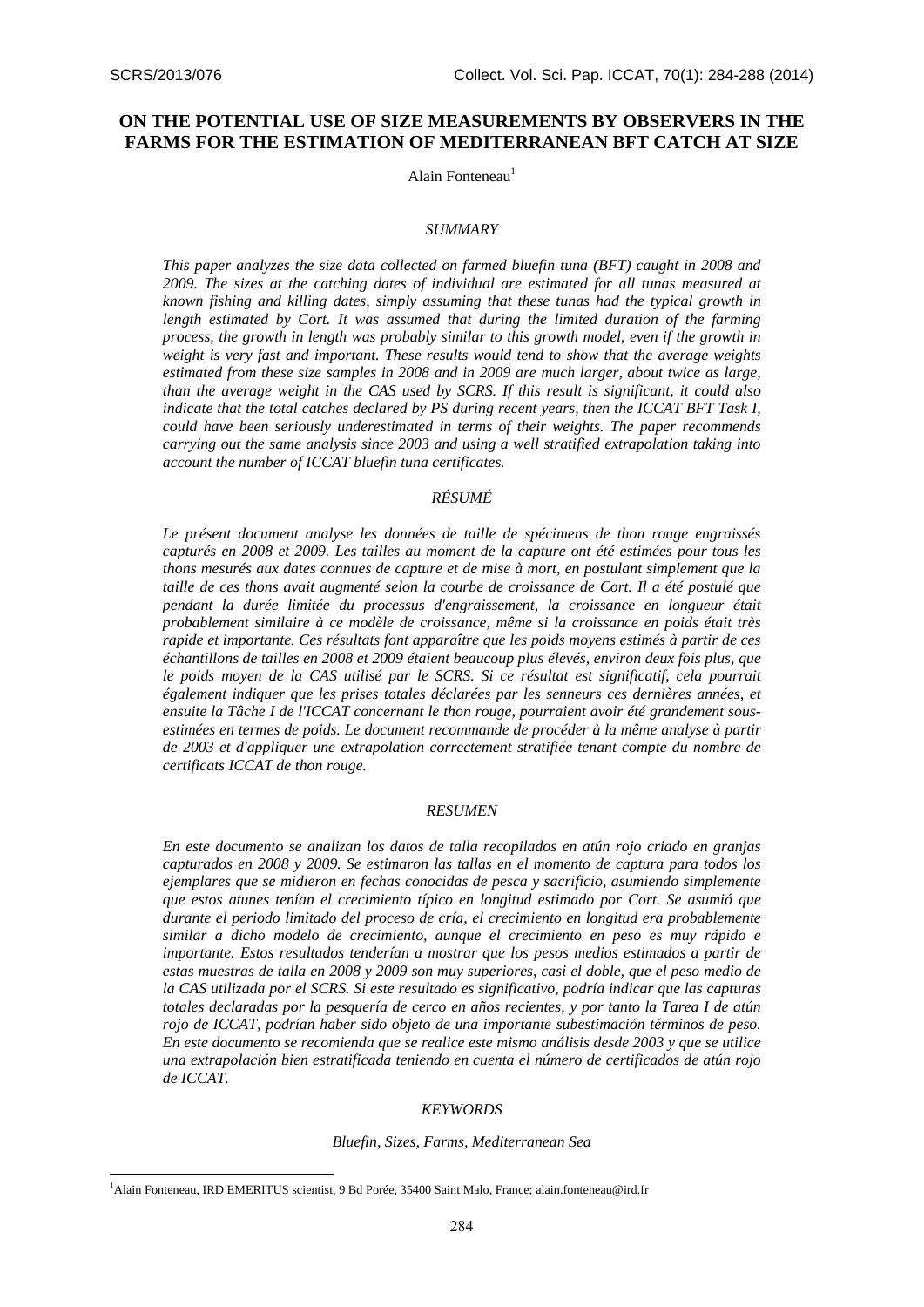# ON THE POTENTIAL USE OF SIZE MEASUREMENTS BY OBSERVERS IN THE FARMS FOR THE ESTIMATION OF MEDITERRANEAN BFT CATCH AT SIZE

Alain Fonteneau[1]

## *SUMMARY*

*This paper analyzes the size data collected on farmed bluefin tuna (BFT) caught in 2008 and 2009. The sizes at the catching dates of individual are estimated for all tunas measured at known fishing and killing dates, simply assuming that these tunas had the typical growth in length estimated by Cort. It was assumed that during the limited duration of the farming process, the growth in length was probably similar to this growth model, even if the growth in weight is very fast and important. These results would tend to show that the average weights estimated from these size samples in 2008 and in 2009 are much larger, about twice as large, than the average weight in the CAS used by SCRS. If this result is significant, it could also indicate that the total catches declared by PS during recent years, then the ICCAT BFT Task I, could have been seriously underestimated in terms of their weights. The paper recommends carrying out the same analysis since 2003 and using a well stratified extrapolation taking into account the number of ICCAT bluefin tuna certificates.*

## *RÉSUMÉ*

*Le présent document analyse les données de taille de spécimens de thon rouge engraissés capturés en 2008 et 2009. Les tailles au moment de la capture ont été estimées pour tous les thons mesurés aux dates connues de capture et de mise à mort, en postulant simplement que la taille de ces thons avait augmenté selon la courbe de croissance de Cort. Il a été postulé que pendant la durée limitée du processus d'engraissement, la croissance en longueur était probablement similaire à ce modèle de croissance, même si la croissance en poids était très rapide et importante. Ces résultats font apparaître que les poids moyens estimés à partir de ces échantillons de tailles en 2008 et 2009 étaient beaucoup plus élevés, environ deux fois plus, que le poids moyen de la CAS utilisé par le SCRS. Si ce résultat est significatif, cela pourrait également indiquer que les prises totales déclarées par les senneurs ces dernières années, et ensuite la Tâche I de l'ICCAT concernant le thon rouge, pourraient avoir été grandement sous-estimées en termes de poids. Le document recommande de procéder à la même analyse à partir de 2003 et d'appliquer une extrapolation correctement stratifiée tenant compte du nombre de certificats ICCAT de thon rouge.*

## *RESUMEN*

*En este documento se analizan los datos de talla recopilados en atún rojo criado en granjas capturados en 2008 y 2009. Se estimaron las tallas en el momento de captura para todos los ejemplares que se midieron en fechas conocidas de pesca y sacrificio, asumiendo simplemente que estos atunes tenían el crecimiento típico en longitud estimado por Cort. Se asumió que durante el periodo limitado del proceso de cría, el crecimiento en longitud era probablemente similar a dicho modelo de crecimiento, aunque el crecimiento en peso es muy rápido e importante. Estos resultados tenderían a mostrar que los pesos medios estimados a partir de estas muestras de talla en 2008 y 2009 son muy superiores, casi el doble, que el peso medio de la CAS utilizada por el SCRS. Si este resultado es significativo, podría indicar que las capturas totales declaradas por la pesquería de cerco en años recientes, y por tanto la Tarea I de atún rojo de ICCAT, podrían haber sido objeto de una importante subestimación términos de peso. En este documento se recomienda que se realice este mismo análisis desde 2003 y que se utilice una extrapolación bien estratificada teniendo en cuenta el número de certificados de atún rojo de ICCAT.*

## *KEYWORDS*

*Bluefin, Sizes, Farms, Mediterranean Sea*

---

[1]Alain Fonteneau, IRD EMERITUS scientist, 9 Bd Porée, 35400 Saint Malo, France; alain.fonteneau@ird.fr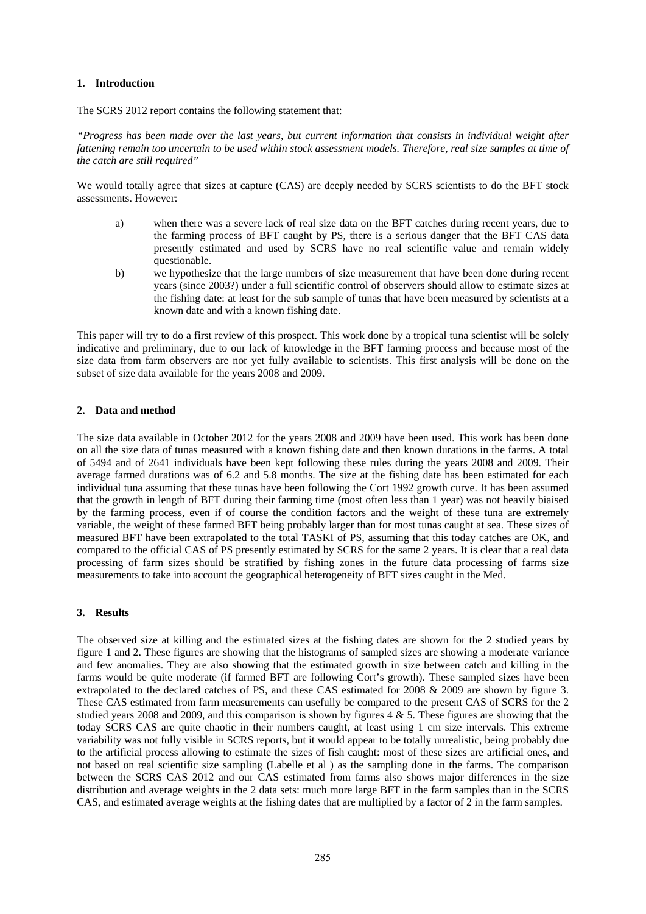## 1. Introduction

The SCRS 2012 report contains the following statement that:

*"Progress has been made over the last years, but current information that consists in individual weight after fattening remain too uncertain to be used within stock assessment models. Therefore, real size samples at time of the catch are still required"*

We would totally agree that sizes at capture (CAS) are deeply needed by SCRS scientists to do the BFT stock assessments. However:

a) when there was a severe lack of real size data on the BFT catches during recent years, due to the farming process of BFT caught by PS, there is a serious danger that the BFT CAS data presently estimated and used by SCRS have no real scientific value and remain widely questionable.

b) we hypothesize that the large numbers of size measurement that have been done during recent years (since 2003?) under a full scientific control of observers should allow to estimate sizes at the fishing date: at least for the sub sample of tunas that have been measured by scientists at a known date and with a known fishing date.

This paper will try to do a first review of this prospect. This work done by a tropical tuna scientist will be solely indicative and preliminary, due to our lack of knowledge in the BFT farming process and because most of the size data from farm observers are nor yet fully available to scientists. This first analysis will be done on the subset of size data available for the years 2008 and 2009.

## 2. Data and method

The size data available in October 2012 for the years 2008 and 2009 have been used. This work has been done on all the size data of tunas measured with a known fishing date and then known durations in the farms. A total of 5494 and of 2641 individuals have been kept following these rules during the years 2008 and 2009. Their average farmed durations was of 6.2 and 5.8 months. The size at the fishing date has been estimated for each individual tuna assuming that these tunas have been following the Cort 1992 growth curve. It has been assumed that the growth in length of BFT during their farming time (most often less than 1 year) was not heavily biaised by the farming process, even if of course the condition factors and the weight of these tuna are extremely variable, the weight of these farmed BFT being probably larger than for most tunas caught at sea. These sizes of measured BFT have been extrapolated to the total TASKI of PS, assuming that this today catches are OK, and compared to the official CAS of PS presently estimated by SCRS for the same 2 years. It is clear that a real data processing of farm sizes should be stratified by fishing zones in the future data processing of farms size measurements to take into account the geographical heterogeneity of BFT sizes caught in the Med.

## 3. Results

The observed size at killing and the estimated sizes at the fishing dates are shown for the 2 studied years by figure 1 and 2. These figures are showing that the histograms of sampled sizes are showing a moderate variance and few anomalies. They are also showing that the estimated growth in size between catch and killing in the farms would be quite moderate (if farmed BFT are following Cort's growth). These sampled sizes have been extrapolated to the declared catches of PS, and these CAS estimated for 2008 & 2009 are shown by figure 3. These CAS estimated from farm measurements can usefully be compared to the present CAS of SCRS for the 2 studied years 2008 and 2009, and this comparison is shown by figures 4 & 5. These figures are showing that the today SCRS CAS are quite chaotic in their numbers caught, at least using 1 cm size intervals. This extreme variability was not fully visible in SCRS reports, but it would appear to be totally unrealistic, being probably due to the artificial process allowing to estimate the sizes of fish caught: most of these sizes are artificial ones, and not based on real scientific size sampling (Labelle et al ) as the sampling done in the farms. The comparison between the SCRS CAS 2012 and our CAS estimated from farms also shows major differences in the size distribution and average weights in the 2 data sets: much more large BFT in the farm samples than in the SCRS CAS, and estimated average weights at the fishing dates that are multiplied by a factor of 2 in the farm samples.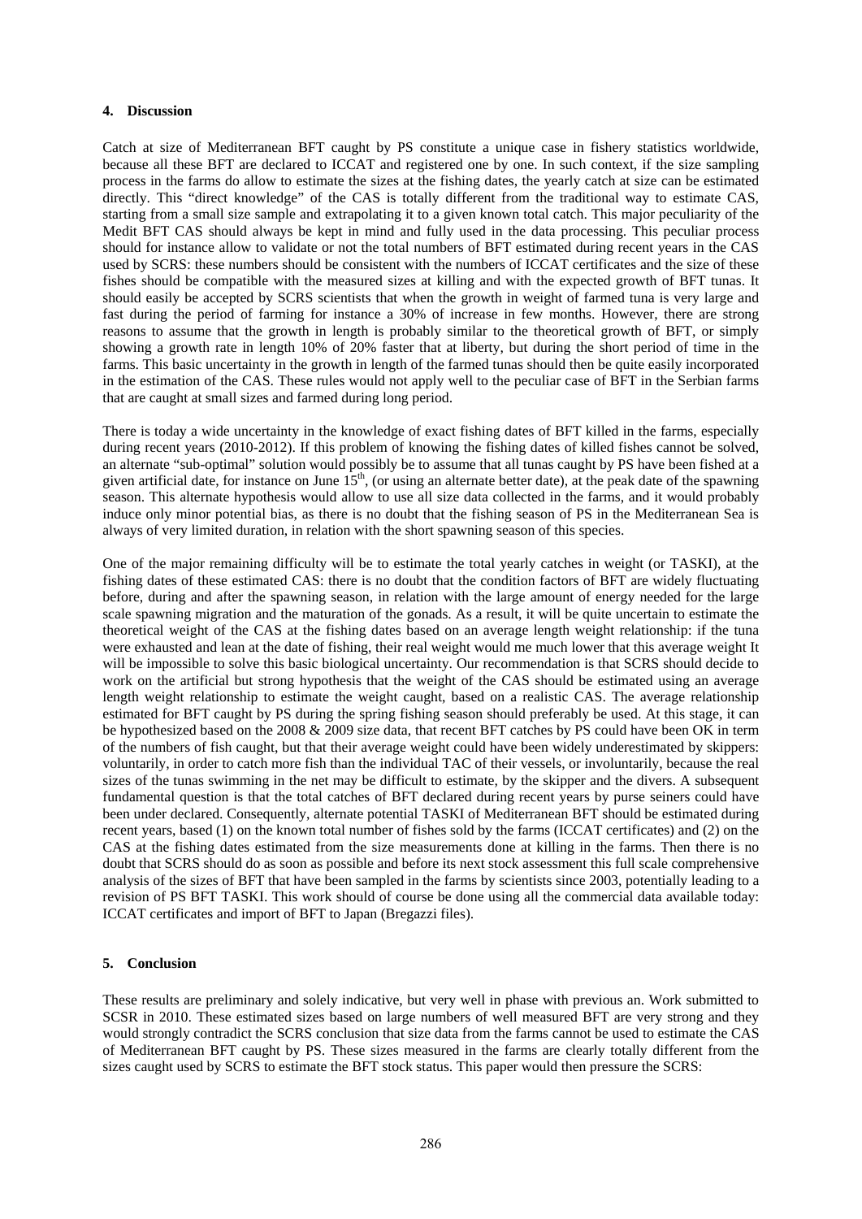## 4. Discussion

Catch at size of Mediterranean BFT caught by PS constitute a unique case in fishery statistics worldwide, because all these BFT are declared to ICCAT and registered one by one. In such context, if the size sampling process in the farms do allow to estimate the sizes at the fishing dates, the yearly catch at size can be estimated directly. This "direct knowledge" of the CAS is totally different from the traditional way to estimate CAS, starting from a small size sample and extrapolating it to a given known total catch. This major peculiarity of the Medit BFT CAS should always be kept in mind and fully used in the data processing. This peculiar process should for instance allow to validate or not the total numbers of BFT estimated during recent years in the CAS used by SCRS: these numbers should be consistent with the numbers of ICCAT certificates and the size of these fishes should be compatible with the measured sizes at killing and with the expected growth of BFT tunas. It should easily be accepted by SCRS scientists that when the growth in weight of farmed tuna is very large and fast during the period of farming for instance a 30% of increase in few months. However, there are strong reasons to assume that the growth in length is probably similar to the theoretical growth of BFT, or simply showing a growth rate in length 10% of 20% faster that at liberty, but during the short period of time in the farms. This basic uncertainty in the growth in length of the farmed tunas should then be quite easily incorporated in the estimation of the CAS. These rules would not apply well to the peculiar case of BFT in the Serbian farms that are caught at small sizes and farmed during long period.

There is today a wide uncertainty in the knowledge of exact fishing dates of BFT killed in the farms, especially during recent years (2010-2012). If this problem of knowing the fishing dates of killed fishes cannot be solved, an alternate "sub-optimal" solution would possibly be to assume that all tunas caught by PS have been fished at a given artificial date, for instance on June 15th, (or using an alternate better date), at the peak date of the spawning season. This alternate hypothesis would allow to use all size data collected in the farms, and it would probably induce only minor potential bias, as there is no doubt that the fishing season of PS in the Mediterranean Sea is always of very limited duration, in relation with the short spawning season of this species.

One of the major remaining difficulty will be to estimate the total yearly catches in weight (or TASKI), at the fishing dates of these estimated CAS: there is no doubt that the condition factors of BFT are widely fluctuating before, during and after the spawning season, in relation with the large amount of energy needed for the large scale spawning migration and the maturation of the gonads. As a result, it will be quite uncertain to estimate the theoretical weight of the CAS at the fishing dates based on an average length weight relationship: if the tuna were exhausted and lean at the date of fishing, their real weight would me much lower that this average weight It will be impossible to solve this basic biological uncertainty. Our recommendation is that SCRS should decide to work on the artificial but strong hypothesis that the weight of the CAS should be estimated using an average length weight relationship to estimate the weight caught, based on a realistic CAS. The average relationship estimated for BFT caught by PS during the spring fishing season should preferably be used. At this stage, it can be hypothesized based on the 2008 & 2009 size data, that recent BFT catches by PS could have been OK in term of the numbers of fish caught, but that their average weight could have been widely underestimated by skippers: voluntarily, in order to catch more fish than the individual TAC of their vessels, or involuntarily, because the real sizes of the tunas swimming in the net may be difficult to estimate, by the skipper and the divers. A subsequent fundamental question is that the total catches of BFT declared during recent years by purse seiners could have been under declared. Consequently, alternate potential TASKI of Mediterranean BFT should be estimated during recent years, based (1) on the known total number of fishes sold by the farms (ICCAT certificates) and (2) on the CAS at the fishing dates estimated from the size measurements done at killing in the farms. Then there is no doubt that SCRS should do as soon as possible and before its next stock assessment this full scale comprehensive analysis of the sizes of BFT that have been sampled in the farms by scientists since 2003, potentially leading to a revision of PS BFT TASKI. This work should of course be done using all the commercial data available today: ICCAT certificates and import of BFT to Japan (Bregazzi files).

## 5. Conclusion

These results are preliminary and solely indicative, but very well in phase with previous an. Work submitted to SCSR in 2010. These estimated sizes based on large numbers of well measured BFT are very strong and they would strongly contradict the SCRS conclusion that size data from the farms cannot be used to estimate the CAS of Mediterranean BFT caught by PS. These sizes measured in the farms are clearly totally different from the sizes caught used by SCRS to estimate the BFT stock status. This paper would then pressure the SCRS: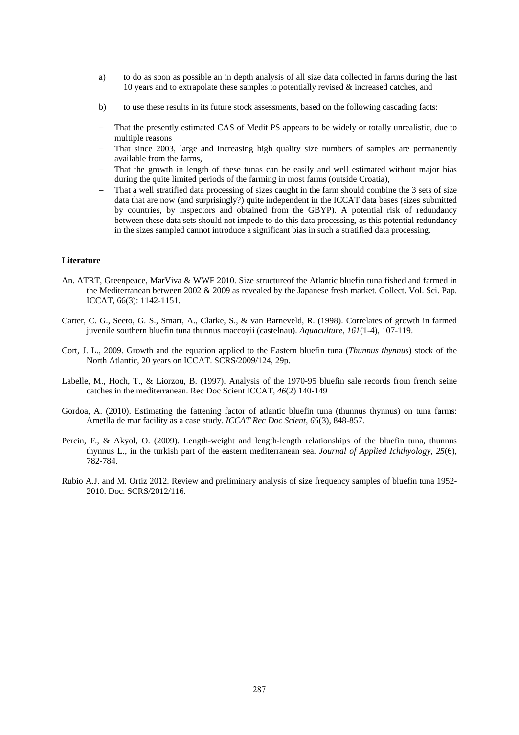a) to do as soon as possible an in depth analysis of all size data collected in farms during the last 10 years and to extrapolate these samples to potentially revised & increased catches, and

b) to use these results in its future stock assessments, based on the following cascading facts:

- That the presently estimated CAS of Medit PS appears to be widely or totally unrealistic, due to multiple reasons
- That since 2003, large and increasing high quality size numbers of samples are permanently available from the farms,
- That the growth in length of these tunas can be easily and well estimated without major bias during the quite limited periods of the farming in most farms (outside Croatia),
- That a well stratified data processing of sizes caught in the farm should combine the 3 sets of size data that are now (and surprisingly?) quite independent in the ICCAT data bases (sizes submitted by countries, by inspectors and obtained from the GBYP). A potential risk of redundancy between these data sets should not impede to do this data processing, as this potential redundancy in the sizes sampled cannot introduce a significant bias in such a stratified data processing.

**Literature**

An. ATRT, Greenpeace, MarViva & WWF 2010. Size structureof the Atlantic bluefin tuna fished and farmed in the Mediterranean between 2002 & 2009 as revealed by the Japanese fresh market. Collect. Vol. Sci. Pap. ICCAT, 66(3): 1142-1151.

Carter, C. G., Seeto, G. S., Smart, A., Clarke, S., & van Barneveld, R. (1998). Correlates of growth in farmed juvenile southern bluefin tuna thunnus maccoyii (castelnau). *Aquaculture, 161*(1-4), 107-119.

Cort, J. L., 2009. Growth and the equation applied to the Eastern bluefin tuna (*Thunnus thynnus*) stock of the North Atlantic, 20 years on ICCAT. SCRS/2009/124, 29p.

Labelle, M., Hoch, T., & Liorzou, B. (1997). Analysis of the 1970-95 bluefin sale records from french seine catches in the mediterranean. Rec Doc Scient ICCAT, *46*(2) 140-149

Gordoa, A. (2010). Estimating the fattening factor of atlantic bluefin tuna (thunnus thynnus) on tuna farms: Ametlla de mar facility as a case study. *ICCAT Rec Doc Scient, 65*(3), 848-857.

Percin, F., & Akyol, O. (2009). Length-weight and length-length relationships of the bluefin tuna, thunnus thynnus L., in the turkish part of the eastern mediterranean sea. *Journal of Applied Ichthyology, 25*(6), 782-784.

Rubio A.J. and M. Ortiz 2012. Review and preliminary analysis of size frequency samples of bluefin tuna 1952-2010. Doc. SCRS/2012/116.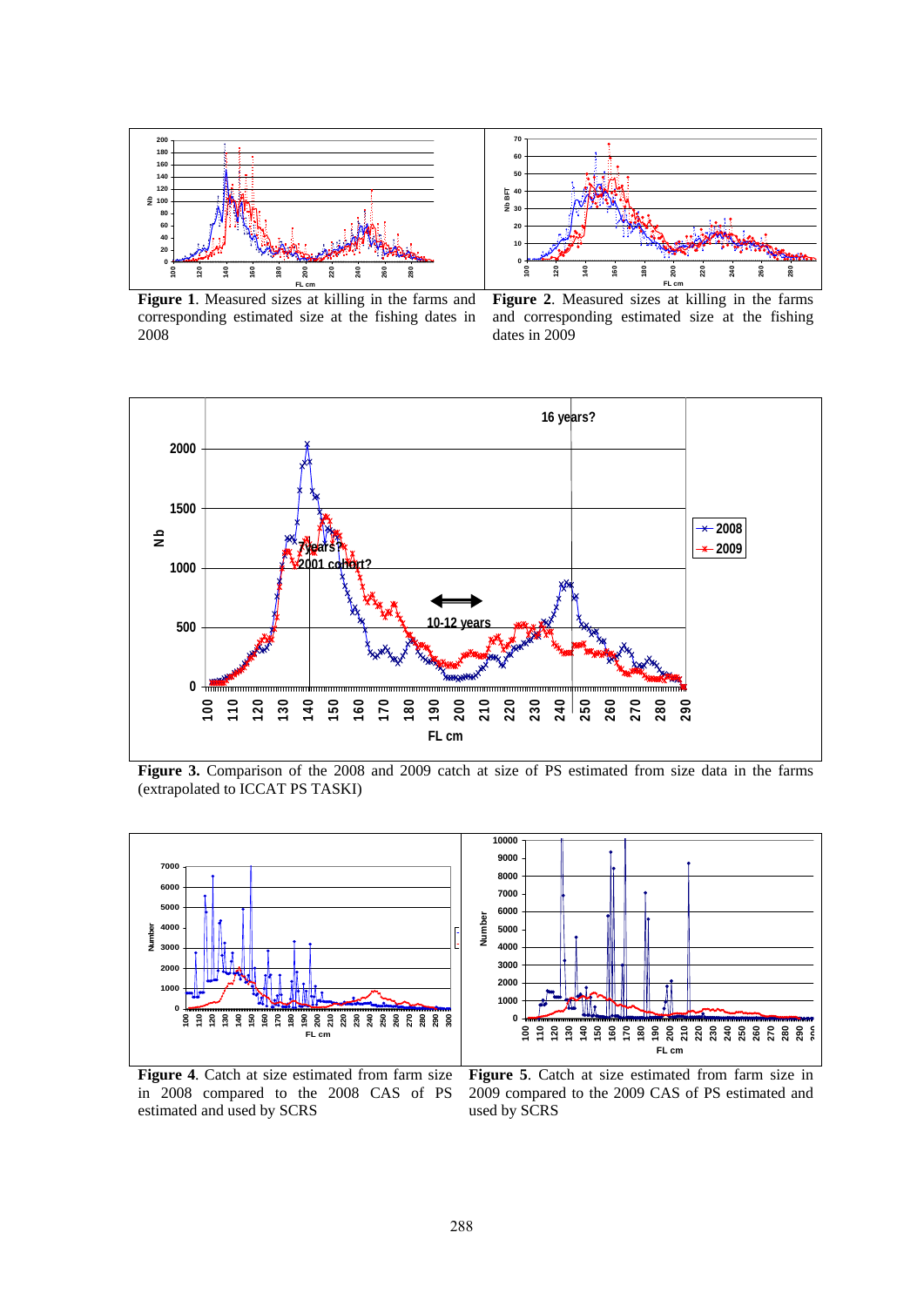200
180
160
140
120
100
80
60
40
20
0
Nb
100 120 140 160 180 200 220 240 260 280
FL cm

**Figure 1**. Measured sizes at killing in the farms and corresponding estimated size at the fishing dates in 2008

70
60
50
40
30
20
10
0
Nb BFT
100 120 140 160 180 200 220 240 260 280
FL cm

**Figure 2**. Measured sizes at killing in the farms and corresponding estimated size at the fishing dates in 2009

16 years?
2000
1500
1000
500
0
Nb
7 years?
2001 cohort?
10-12 years
2008
2009
100 110 120 130 140 150 160 170 180 190 200 210 220 230 240 250 260 270 280 290
FL cm

**Figure 3.** Comparison of the 2008 and 2009 catch at size of PS estimated from size data in the farms (extrapolated to ICCAT PS TASKI)

7000
6000
5000
4000
3000
2000
1000
0
Number
100 110 120 130 140 150 160 170 180 190 200 210 220 230 240 250 260 270 280 290 300
FL cm

10000
9000
8000
7000
6000
5000
4000
3000
2000
1000
0
Number
100 110 120 130 140 150 160 170 180 190 200 210 220 230 240 250 260 270 280 290
FL cm

**Figure 4**. Catch at size estimated from farm size in 2008 compared to the 2008 CAS of PS estimated and used by SCRS

**Figure 5**. Catch at size estimated from farm size in 2009 compared to the 2009 CAS of PS estimated and used by SCRS